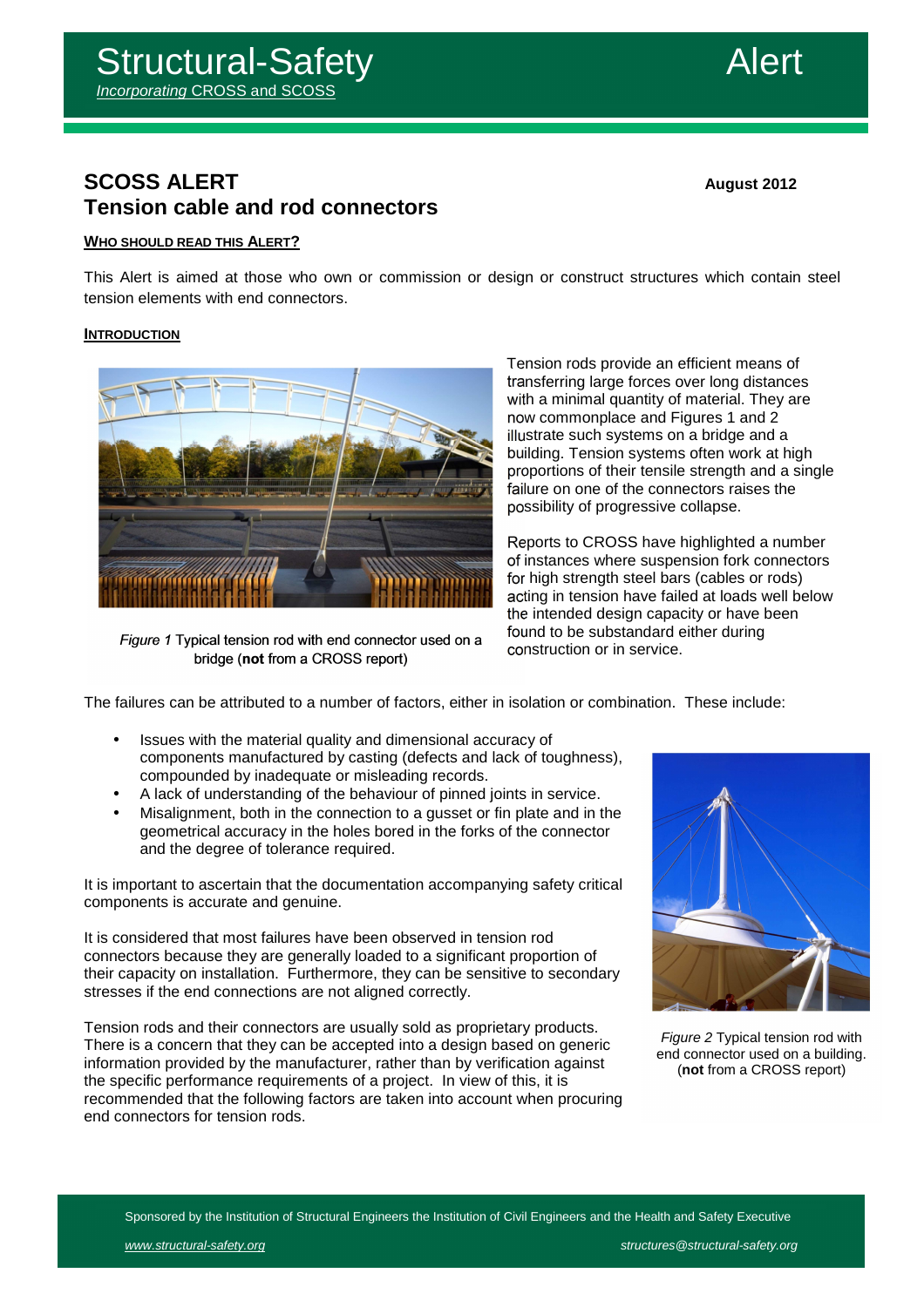# Structural-Safety Alert

*Incorporating* CROSS and SCOSS

## SCOSS ALERT
## Tension cable and rod connectors

**August 2012**

### WHO SHOULD READ THIS ALERT?

This Alert is aimed at those who own or commission or design or construct structures which contain steel tension elements with end connectors.

### INTRODUCTION

*Figure 1* Typical tension rod with end connector used on a bridge (**not** from a CROSS report)

Tension rods provide an efficient means of transferring large forces over long distances with a minimal quantity of material. They are now commonplace and Figures 1 and 2 illustrate such systems on a bridge and a building. Tension systems often work at high proportions of their tensile strength and a single failure on one of the connectors raises the possibility of progressive collapse.

Reports to CROSS have highlighted a number of instances where suspension fork connectors for high strength steel bars (cables or rods) acting in tension have failed at loads well below the intended design capacity or have been found to be substandard either during construction or in service.

The failures can be attributed to a number of factors, either in isolation or combination. These include:

- Issues with the material quality and dimensional accuracy of components manufactured by casting (defects and lack of toughness), compounded by inadequate or misleading records.
- A lack of understanding of the behaviour of pinned joints in service.
- Misalignment, both in the connection to a gusset or fin plate and in the geometrical accuracy in the holes bored in the forks of the connector and the degree of tolerance required.

It is important to ascertain that the documentation accompanying safety critical components is accurate and genuine.

It is considered that most failures have been observed in tension rod connectors because they are generally loaded to a significant proportion of their capacity on installation. Furthermore, they can be sensitive to secondary stresses if the end connections are not aligned correctly.

Tension rods and their connectors are usually sold as proprietary products. There is a concern that they can be accepted into a design based on generic information provided by the manufacturer, rather than by verification against the specific performance requirements of a project. In view of this, it is recommended that the following factors are taken into account when procuring end connectors for tension rods.

*Figure 2* Typical tension rod with end connector used on a building. (**not** from a CROSS report)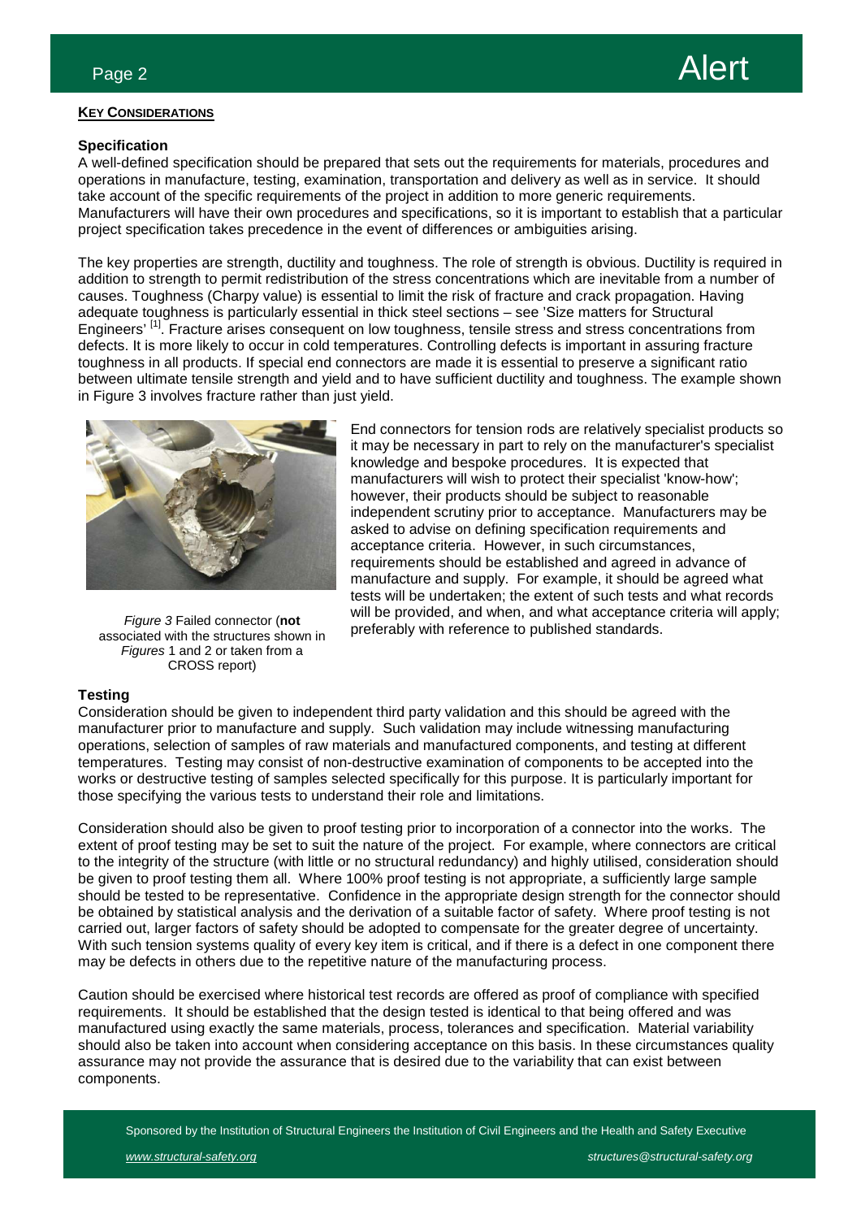## KEY CONSIDERATIONS

### Specification

A well-defined specification should be prepared that sets out the requirements for materials, procedures and operations in manufacture, testing, examination, transportation and delivery as well as in service. It should take account of the specific requirements of the project in addition to more generic requirements. Manufacturers will have their own procedures and specifications, so it is important to establish that a particular project specification takes precedence in the event of differences or ambiguities arising.

The key properties are strength, ductility and toughness. The role of strength is obvious. Ductility is required in addition to strength to permit redistribution of the stress concentrations which are inevitable from a number of causes. Toughness (Charpy value) is essential to limit the risk of fracture and crack propagation. Having adequate toughness is particularly essential in thick steel sections – see 'Size matters for Structural Engineers' [1]. Fracture arises consequent on low toughness, tensile stress and stress concentrations from defects. It is more likely to occur in cold temperatures. Controlling defects is important in assuring fracture toughness in all products. If special end connectors are made it is essential to preserve a significant ratio between ultimate tensile strength and yield and to have sufficient ductility and toughness. The example shown in Figure 3 involves fracture rather than just yield.

*Figure 3* Failed connector (**not** associated with the structures shown in *Figures* 1 and 2 or taken from a CROSS report)

End connectors for tension rods are relatively specialist products so it may be necessary in part to rely on the manufacturer's specialist knowledge and bespoke procedures. It is expected that manufacturers will wish to protect their specialist 'know-how'; however, their products should be subject to reasonable independent scrutiny prior to acceptance. Manufacturers may be asked to advise on defining specification requirements and acceptance criteria. However, in such circumstances, requirements should be established and agreed in advance of manufacture and supply. For example, it should be agreed what tests will be undertaken; the extent of such tests and what records will be provided, and when, and what acceptance criteria will apply; preferably with reference to published standards.

### Testing

Consideration should be given to independent third party validation and this should be agreed with the manufacturer prior to manufacture and supply. Such validation may include witnessing manufacturing operations, selection of samples of raw materials and manufactured components, and testing at different temperatures. Testing may consist of non-destructive examination of components to be accepted into the works or destructive testing of samples selected specifically for this purpose. It is particularly important for those specifying the various tests to understand their role and limitations.

Consideration should also be given to proof testing prior to incorporation of a connector into the works. The extent of proof testing may be set to suit the nature of the project. For example, where connectors are critical to the integrity of the structure (with little or no structural redundancy) and highly utilised, consideration should be given to proof testing them all. Where 100% proof testing is not appropriate, a sufficiently large sample should be tested to be representative. Confidence in the appropriate design strength for the connector should be obtained by statistical analysis and the derivation of a suitable factor of safety. Where proof testing is not carried out, larger factors of safety should be adopted to compensate for the greater degree of uncertainty. With such tension systems quality of every key item is critical, and if there is a defect in one component there may be defects in others due to the repetitive nature of the manufacturing process.

Caution should be exercised where historical test records are offered as proof of compliance with specified requirements. It should be established that the design tested is identical to that being offered and was manufactured using exactly the same materials, process, tolerances and specification. Material variability should also be taken into account when considering acceptance on this basis. In these circumstances quality assurance may not provide the assurance that is desired due to the variability that can exist between components.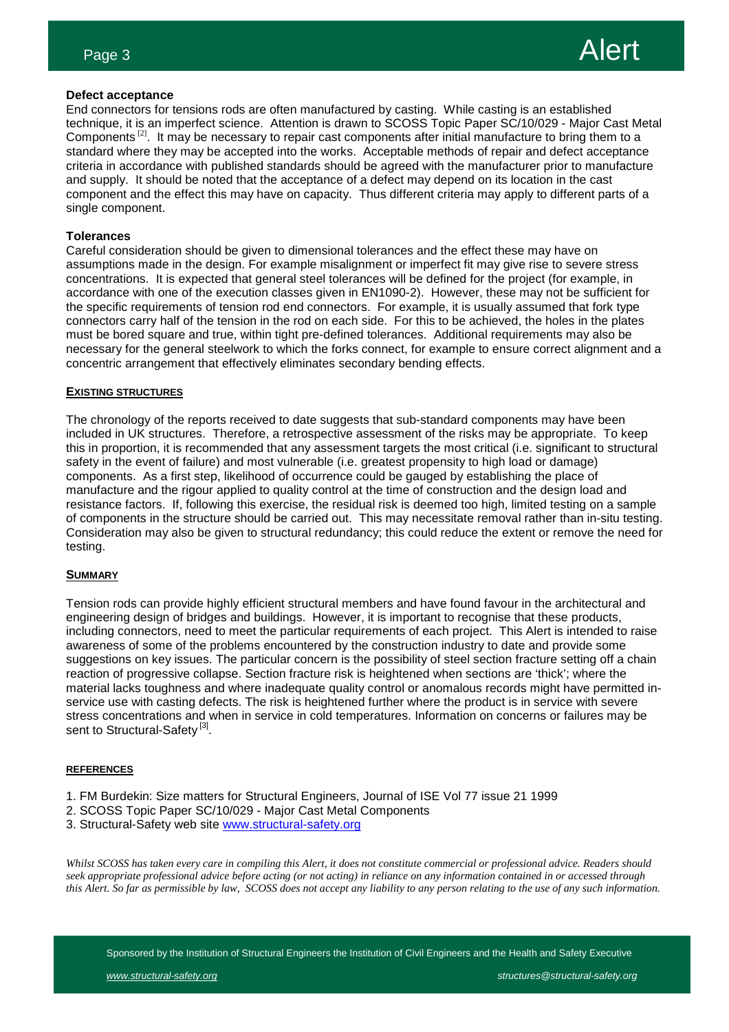### Defect acceptance

End connectors for tensions rods are often manufactured by casting. While casting is an established technique, it is an imperfect science. Attention is drawn to SCOSS Topic Paper SC/10/029 - Major Cast Metal Components [2]. It may be necessary to repair cast components after initial manufacture to bring them to a standard where they may be accepted into the works. Acceptable methods of repair and defect acceptance criteria in accordance with published standards should be agreed with the manufacturer prior to manufacture and supply. It should be noted that the acceptance of a defect may depend on its location in the cast component and the effect this may have on capacity. Thus different criteria may apply to different parts of a single component.

### Tolerances

Careful consideration should be given to dimensional tolerances and the effect these may have on assumptions made in the design. For example misalignment or imperfect fit may give rise to severe stress concentrations. It is expected that general steel tolerances will be defined for the project (for example, in accordance with one of the execution classes given in EN1090-2). However, these may not be sufficient for the specific requirements of tension rod end connectors. For example, it is usually assumed that fork type connectors carry half of the tension in the rod on each side. For this to be achieved, the holes in the plates must be bored square and true, within tight pre-defined tolerances. Additional requirements may also be necessary for the general steelwork to which the forks connect, for example to ensure correct alignment and a concentric arrangement that effectively eliminates secondary bending effects.

## EXISTING STRUCTURES

The chronology of the reports received to date suggests that sub-standard components may have been included in UK structures. Therefore, a retrospective assessment of the risks may be appropriate. To keep this in proportion, it is recommended that any assessment targets the most critical (i.e. significant to structural safety in the event of failure) and most vulnerable (i.e. greatest propensity to high load or damage) components. As a first step, likelihood of occurrence could be gauged by establishing the place of manufacture and the rigour applied to quality control at the time of construction and the design load and resistance factors. If, following this exercise, the residual risk is deemed too high, limited testing on a sample of components in the structure should be carried out. This may necessitate removal rather than in-situ testing. Consideration may also be given to structural redundancy; this could reduce the extent or remove the need for testing.

## SUMMARY

Tension rods can provide highly efficient structural members and have found favour in the architectural and engineering design of bridges and buildings. However, it is important to recognise that these products, including connectors, need to meet the particular requirements of each project. This Alert is intended to raise awareness of some of the problems encountered by the construction industry to date and provide some suggestions on key issues. The particular concern is the possibility of steel section fracture setting off a chain reaction of progressive collapse. Section fracture risk is heightened when sections are 'thick'; where the material lacks toughness and where inadequate quality control or anomalous records might have permitted in-service use with casting defects. The risk is heightened further where the product is in service with severe stress concentrations and when in service in cold temperatures. Information on concerns or failures may be sent to Structural-Safety [3].

## REFERENCES

1. FM Burdekin: Size matters for Structural Engineers, Journal of ISE Vol 77 issue 21 1999
2. SCOSS Topic Paper SC/10/029 - Major Cast Metal Components
3. Structural-Safety web site www.structural-safety.org

*Whilst SCOSS has taken every care in compiling this Alert, it does not constitute commercial or professional advice. Readers should seek appropriate professional advice before acting (or not acting) in reliance on any information contained in or accessed through this Alert. So far as permissible by law, SCOSS does not accept any liability to any person relating to the use of any such information.*